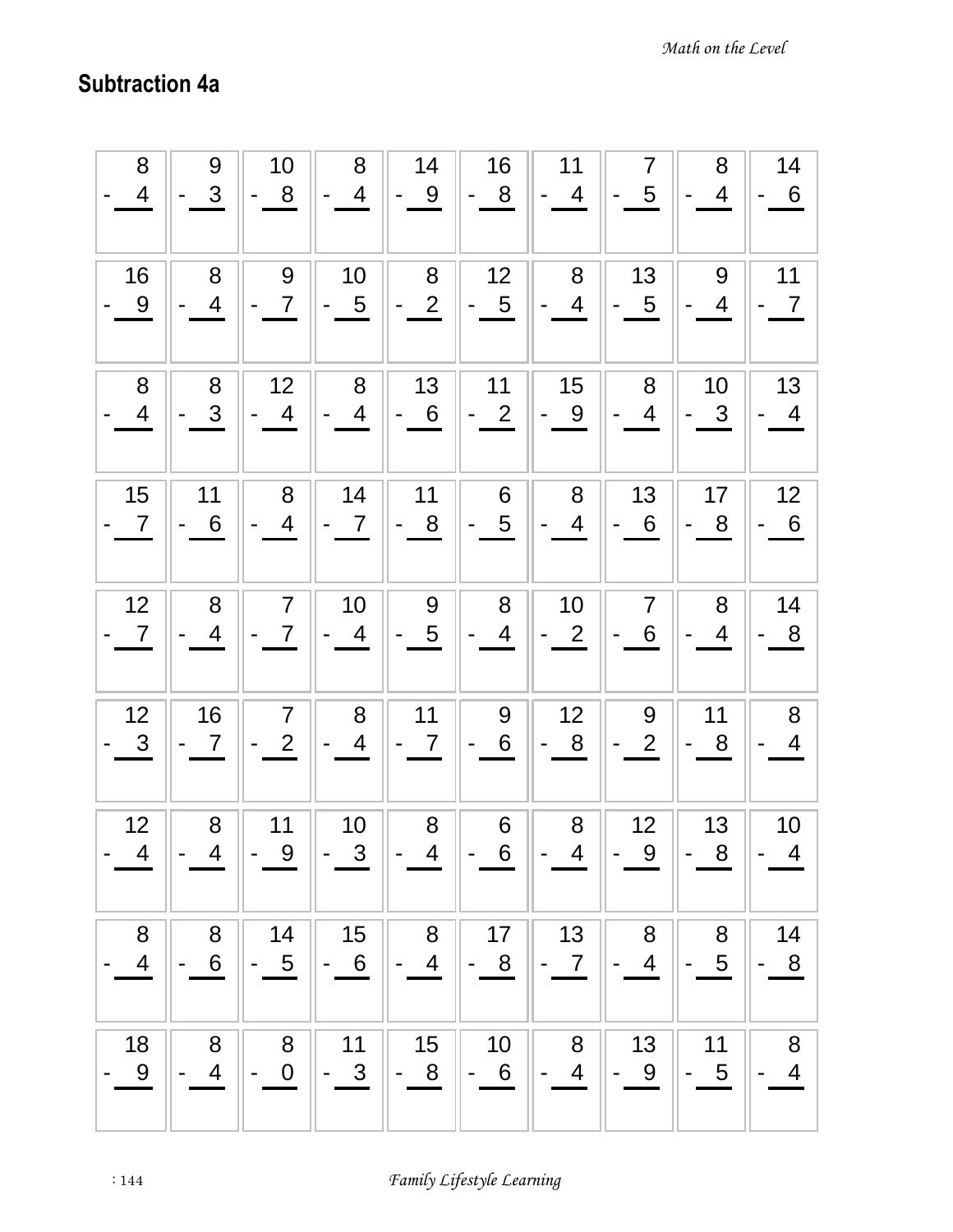## Subtraction 4a

| | | | | | | | | | |
|---|---|---|---|---|---|---|---|---|---|
| 8 − 4 | 9 − 3 | 10 − 8 | 8 − 4 | 14 − 9 | 16 − 8 | 11 − 4 | 7 − 5 | 8 − 4 | 14 − 6 |
| 16 − 9 | 8 − 4 | 9 − 7 | 10 − 5 | 8 − 2 | 12 − 5 | 8 − 4 | 13 − 5 | 9 − 4 | 11 − 7 |
| 8 − 4 | 8 − 3 | 12 − 4 | 8 − 4 | 13 − 6 | 11 − 2 | 15 − 9 | 8 − 4 | 10 − 3 | 13 − 4 |
| 15 − 7 | 11 − 6 | 8 − 4 | 14 − 7 | 11 − 8 | 6 − 5 | 8 − 4 | 13 − 6 | 17 − 8 | 12 − 6 |
| 12 − 7 | 8 − 4 | 7 − 7 | 10 − 4 | 9 − 5 | 8 − 4 | 10 − 2 | 7 − 6 | 8 − 4 | 14 − 8 |
| 12 − 3 | 16 − 7 | 7 − 2 | 8 − 4 | 11 − 7 | 9 − 6 | 12 − 8 | 9 − 2 | 11 − 8 | 8 − 4 |
| 12 − 4 | 8 − 4 | 11 − 9 | 10 − 3 | 8 − 4 | 6 − 6 | 8 − 4 | 12 − 9 | 13 − 8 | 10 − 4 |
| 8 − 4 | 8 − 6 | 14 − 5 | 15 − 6 | 8 − 4 | 17 − 8 | 13 − 7 | 8 − 4 | 8 − 5 | 14 − 8 |
| 18 − 9 | 8 − 4 | 8 − 0 | 11 − 3 | 15 − 8 | 10 − 6 | 8 − 4 | 13 − 9 | 11 − 5 | 8 − 4 |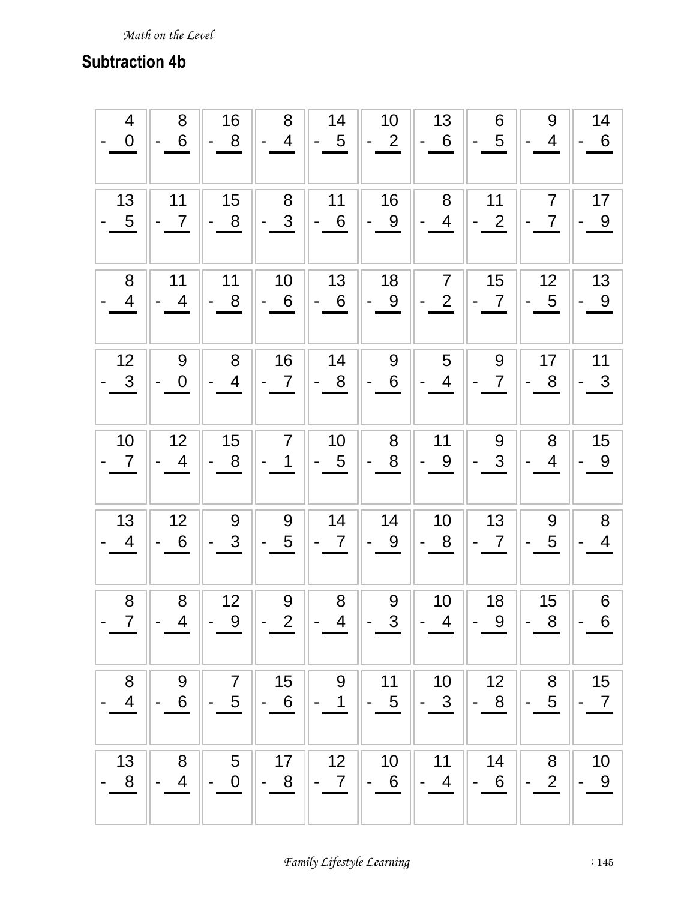## Subtraction 4b

| | | | | | | | | | |
|---|---|---|---|---|---|---|---|---|---|
| $4 - 0$ | $8 - 6$ | $16 - 8$ | $8 - 4$ | $14 - 5$ | $10 - 2$ | $13 - 6$ | $6 - 5$ | $9 - 4$ | $14 - 6$ |
| $13 - 5$ | $11 - 7$ | $15 - 8$ | $8 - 3$ | $11 - 6$ | $16 - 9$ | $8 - 4$ | $11 - 2$ | $7 - 7$ | $17 - 9$ |
| $8 - 4$ | $11 - 4$ | $11 - 8$ | $10 - 6$ | $13 - 6$ | $18 - 9$ | $7 - 2$ | $15 - 7$ | $12 - 5$ | $13 - 9$ |
| $12 - 3$ | $9 - 0$ | $8 - 4$ | $16 - 7$ | $14 - 8$ | $9 - 6$ | $5 - 4$ | $9 - 7$ | $17 - 8$ | $11 - 3$ |
| $10 - 7$ | $12 - 4$ | $15 - 8$ | $7 - 1$ | $10 - 5$ | $8 - 8$ | $11 - 9$ | $9 - 3$ | $8 - 4$ | $15 - 9$ |
| $13 - 4$ | $12 - 6$ | $9 - 3$ | $9 - 5$ | $14 - 7$ | $14 - 9$ | $10 - 8$ | $13 - 7$ | $9 - 5$ | $8 - 4$ |
| $8 - 7$ | $8 - 4$ | $12 - 9$ | $9 - 2$ | $8 - 4$ | $9 - 3$ | $10 - 4$ | $18 - 9$ | $15 - 8$ | $6 - 6$ |
| $8 - 4$ | $9 - 6$ | $7 - 5$ | $15 - 6$ | $9 - 1$ | $11 - 5$ | $10 - 3$ | $12 - 8$ | $8 - 5$ | $15 - 7$ |
| $13 - 8$ | $8 - 4$ | $5 - 0$ | $17 - 8$ | $12 - 7$ | $10 - 6$ | $11 - 4$ | $14 - 6$ | $8 - 2$ | $10 - 9$ |